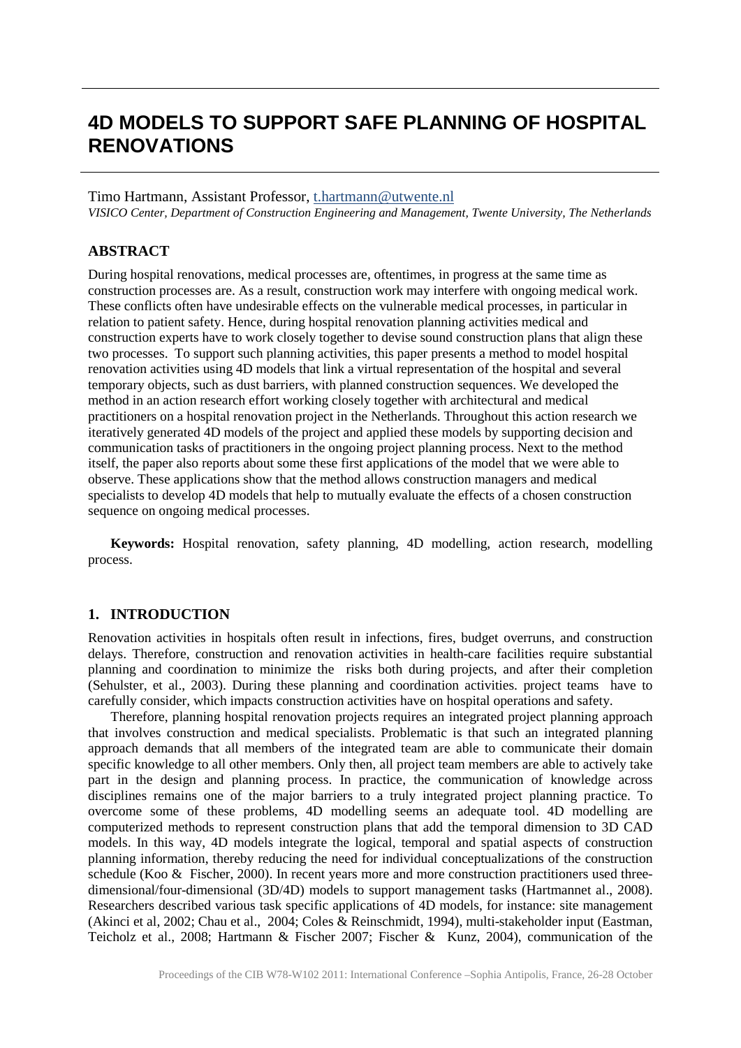# 4D MODELS TO SUPPORT SAFE PLANNING OF HOSPITAL RENOVATIONS

Timo Hartmann, Assistant Professor, t.hartmann@utwente.nl
*VISICO Center, Department of Construction Engineering and Management, Twente University, The Netherlands*

## ABSTRACT

During hospital renovations, medical processes are, oftentimes, in progress at the same time as construction processes are. As a result, construction work may interfere with ongoing medical work. These conflicts often have undesirable effects on the vulnerable medical processes, in particular in relation to patient safety. Hence, during hospital renovation planning activities medical and construction experts have to work closely together to devise sound construction plans that align these two processes. To support such planning activities, this paper presents a method to model hospital renovation activities using 4D models that link a virtual representation of the hospital and several temporary objects, such as dust barriers, with planned construction sequences. We developed the method in an action research effort working closely together with architectural and medical practitioners on a hospital renovation project in the Netherlands. Throughout this action research we iteratively generated 4D models of the project and applied these models by supporting decision and communication tasks of practitioners in the ongoing project planning process. Next to the method itself, the paper also reports about some these first applications of the model that we were able to observe. These applications show that the method allows construction managers and medical specialists to develop 4D models that help to mutually evaluate the effects of a chosen construction sequence on ongoing medical processes.

**Keywords:** Hospital renovation, safety planning, 4D modelling, action research, modelling process.

## 1. INTRODUCTION

Renovation activities in hospitals often result in infections, fires, budget overruns, and construction delays. Therefore, construction and renovation activities in health-care facilities require substantial planning and coordination to minimize the risks both during projects, and after their completion (Sehulster, et al., 2003). During these planning and coordination activities. project teams have to carefully consider, which impacts construction activities have on hospital operations and safety.

Therefore, planning hospital renovation projects requires an integrated project planning approach that involves construction and medical specialists. Problematic is that such an integrated planning approach demands that all members of the integrated team are able to communicate their domain specific knowledge to all other members. Only then, all project team members are able to actively take part in the design and planning process. In practice, the communication of knowledge across disciplines remains one of the major barriers to a truly integrated project planning practice. To overcome some of these problems, 4D modelling seems an adequate tool. 4D modelling are computerized methods to represent construction plans that add the temporal dimension to 3D CAD models. In this way, 4D models integrate the logical, temporal and spatial aspects of construction planning information, thereby reducing the need for individual conceptualizations of the construction schedule (Koo & Fischer, 2000). In recent years more and more construction practitioners used three-dimensional/four-dimensional (3D/4D) models to support management tasks (Hartmannet al., 2008). Researchers described various task specific applications of 4D models, for instance: site management (Akinci et al, 2002; Chau et al., 2004; Coles & Reinschmidt, 1994), multi-stakeholder input (Eastman, Teicholz et al., 2008; Hartmann & Fischer 2007; Fischer & Kunz, 2004), communication of the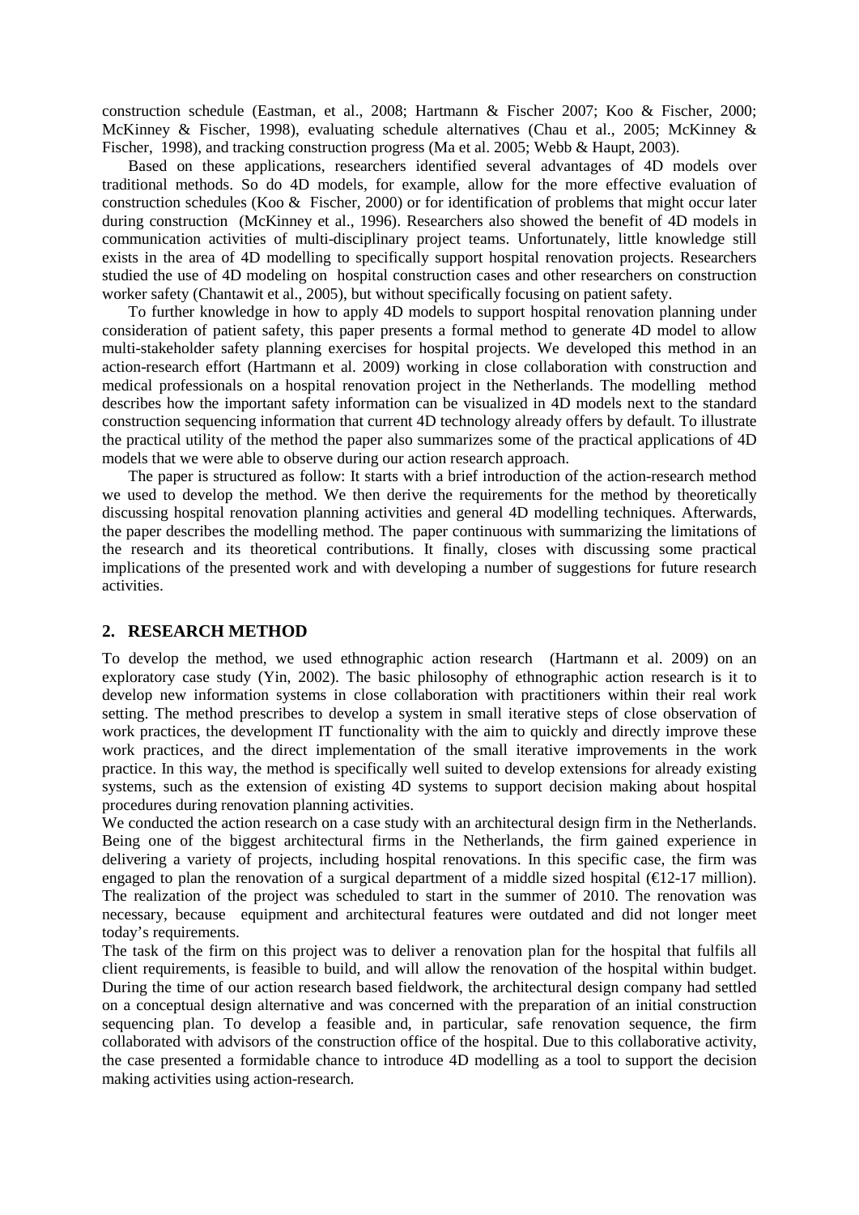construction schedule (Eastman, et al., 2008; Hartmann & Fischer 2007; Koo & Fischer, 2000; McKinney & Fischer, 1998), evaluating schedule alternatives (Chau et al., 2005; McKinney & Fischer, 1998), and tracking construction progress (Ma et al. 2005; Webb & Haupt, 2003).

Based on these applications, researchers identified several advantages of 4D models over traditional methods. So do 4D models, for example, allow for the more effective evaluation of construction schedules (Koo & Fischer, 2000) or for identification of problems that might occur later during construction (McKinney et al., 1996). Researchers also showed the benefit of 4D models in communication activities of multi-disciplinary project teams. Unfortunately, little knowledge still exists in the area of 4D modelling to specifically support hospital renovation projects. Researchers studied the use of 4D modeling on hospital construction cases and other researchers on construction worker safety (Chantawit et al., 2005), but without specifically focusing on patient safety.

To further knowledge in how to apply 4D models to support hospital renovation planning under consideration of patient safety, this paper presents a formal method to generate 4D model to allow multi-stakeholder safety planning exercises for hospital projects. We developed this method in an action-research effort (Hartmann et al. 2009) working in close collaboration with construction and medical professionals on a hospital renovation project in the Netherlands. The modelling method describes how the important safety information can be visualized in 4D models next to the standard construction sequencing information that current 4D technology already offers by default. To illustrate the practical utility of the method the paper also summarizes some of the practical applications of 4D models that we were able to observe during our action research approach.

The paper is structured as follow: It starts with a brief introduction of the action-research method we used to develop the method. We then derive the requirements for the method by theoretically discussing hospital renovation planning activities and general 4D modelling techniques. Afterwards, the paper describes the modelling method. The paper continuous with summarizing the limitations of the research and its theoretical contributions. It finally, closes with discussing some practical implications of the presented work and with developing a number of suggestions for future research activities.

## 2. RESEARCH METHOD

To develop the method, we used ethnographic action research (Hartmann et al. 2009) on an exploratory case study (Yin, 2002). The basic philosophy of ethnographic action research is it to develop new information systems in close collaboration with practitioners within their real work setting. The method prescribes to develop a system in small iterative steps of close observation of work practices, the development IT functionality with the aim to quickly and directly improve these work practices, and the direct implementation of the small iterative improvements in the work practice. In this way, the method is specifically well suited to develop extensions for already existing systems, such as the extension of existing 4D systems to support decision making about hospital procedures during renovation planning activities.

We conducted the action research on a case study with an architectural design firm in the Netherlands. Being one of the biggest architectural firms in the Netherlands, the firm gained experience in delivering a variety of projects, including hospital renovations. In this specific case, the firm was engaged to plan the renovation of a surgical department of a middle sized hospital (€12-17 million). The realization of the project was scheduled to start in the summer of 2010. The renovation was necessary, because equipment and architectural features were outdated and did not longer meet today's requirements.

The task of the firm on this project was to deliver a renovation plan for the hospital that fulfils all client requirements, is feasible to build, and will allow the renovation of the hospital within budget. During the time of our action research based fieldwork, the architectural design company had settled on a conceptual design alternative and was concerned with the preparation of an initial construction sequencing plan. To develop a feasible and, in particular, safe renovation sequence, the firm collaborated with advisors of the construction office of the hospital. Due to this collaborative activity, the case presented a formidable chance to introduce 4D modelling as a tool to support the decision making activities using action-research.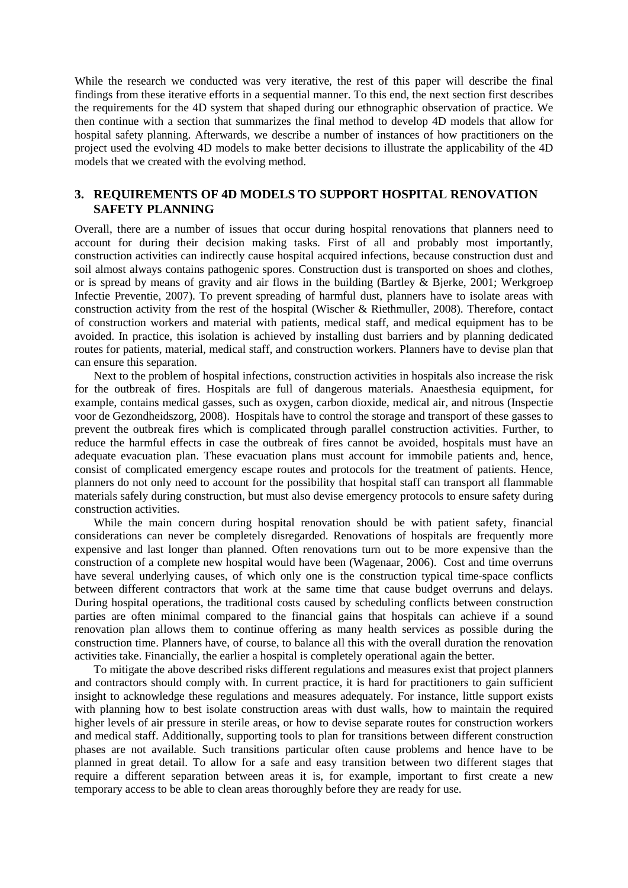While the research we conducted was very iterative, the rest of this paper will describe the final findings from these iterative efforts in a sequential manner. To this end, the next section first describes the requirements for the 4D system that shaped during our ethnographic observation of practice. We then continue with a section that summarizes the final method to develop 4D models that allow for hospital safety planning. Afterwards, we describe a number of instances of how practitioners on the project used the evolving 4D models to make better decisions to illustrate the applicability of the 4D models that we created with the evolving method.

## 3. REQUIREMENTS OF 4D MODELS TO SUPPORT HOSPITAL RENOVATION SAFETY PLANNING

Overall, there are a number of issues that occur during hospital renovations that planners need to account for during their decision making tasks. First of all and probably most importantly, construction activities can indirectly cause hospital acquired infections, because construction dust and soil almost always contains pathogenic spores. Construction dust is transported on shoes and clothes, or is spread by means of gravity and air flows in the building (Bartley & Bjerke, 2001; Werkgroep Infectie Preventie, 2007). To prevent spreading of harmful dust, planners have to isolate areas with construction activity from the rest of the hospital (Wischer & Riethmuller, 2008). Therefore, contact of construction workers and material with patients, medical staff, and medical equipment has to be avoided. In practice, this isolation is achieved by installing dust barriers and by planning dedicated routes for patients, material, medical staff, and construction workers. Planners have to devise plan that can ensure this separation.

Next to the problem of hospital infections, construction activities in hospitals also increase the risk for the outbreak of fires. Hospitals are full of dangerous materials. Anaesthesia equipment, for example, contains medical gasses, such as oxygen, carbon dioxide, medical air, and nitrous (Inspectie voor de Gezondheidszorg, 2008). Hospitals have to control the storage and transport of these gasses to prevent the outbreak fires which is complicated through parallel construction activities. Further, to reduce the harmful effects in case the outbreak of fires cannot be avoided, hospitals must have an adequate evacuation plan. These evacuation plans must account for immobile patients and, hence, consist of complicated emergency escape routes and protocols for the treatment of patients. Hence, planners do not only need to account for the possibility that hospital staff can transport all flammable materials safely during construction, but must also devise emergency protocols to ensure safety during construction activities.

While the main concern during hospital renovation should be with patient safety, financial considerations can never be completely disregarded. Renovations of hospitals are frequently more expensive and last longer than planned. Often renovations turn out to be more expensive than the construction of a complete new hospital would have been (Wagenaar, 2006). Cost and time overruns have several underlying causes, of which only one is the construction typical time-space conflicts between different contractors that work at the same time that cause budget overruns and delays. During hospital operations, the traditional costs caused by scheduling conflicts between construction parties are often minimal compared to the financial gains that hospitals can achieve if a sound renovation plan allows them to continue offering as many health services as possible during the construction time. Planners have, of course, to balance all this with the overall duration the renovation activities take. Financially, the earlier a hospital is completely operational again the better.

To mitigate the above described risks different regulations and measures exist that project planners and contractors should comply with. In current practice, it is hard for practitioners to gain sufficient insight to acknowledge these regulations and measures adequately. For instance, little support exists with planning how to best isolate construction areas with dust walls, how to maintain the required higher levels of air pressure in sterile areas, or how to devise separate routes for construction workers and medical staff. Additionally, supporting tools to plan for transitions between different construction phases are not available. Such transitions particular often cause problems and hence have to be planned in great detail. To allow for a safe and easy transition between two different stages that require a different separation between areas it is, for example, important to first create a new temporary access to be able to clean areas thoroughly before they are ready for use.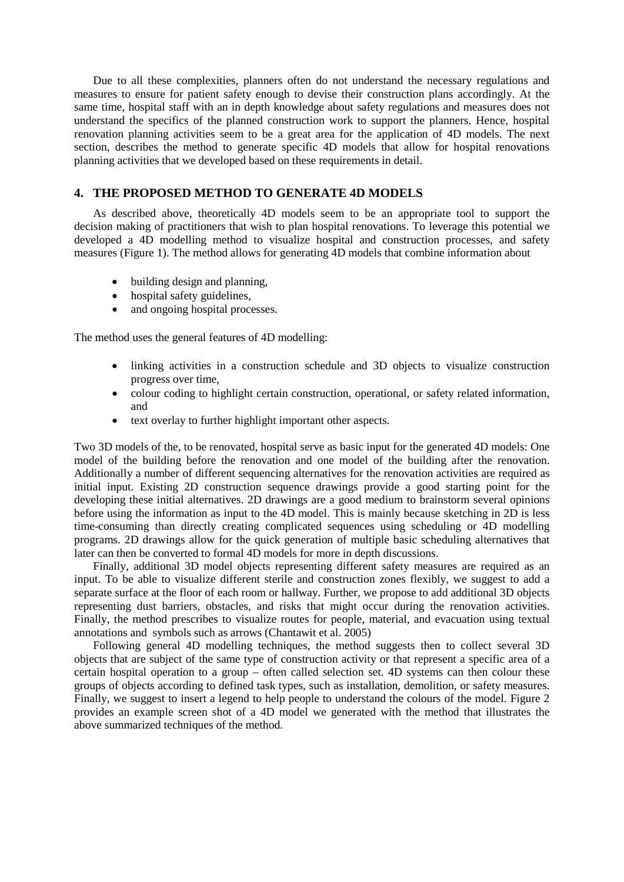Due to all these complexities, planners often do not understand the necessary regulations and measures to ensure for patient safety enough to devise their construction plans accordingly. At the same time, hospital staff with an in depth knowledge about safety regulations and measures does not understand the specifics of the planned construction work to support the planners. Hence, hospital renovation planning activities seem to be a great area for the application of 4D models. The next section, describes the method to generate specific 4D models that allow for hospital renovations planning activities that we developed based on these requirements in detail.

## 4. THE PROPOSED METHOD TO GENERATE 4D MODELS

As described above, theoretically 4D models seem to be an appropriate tool to support the decision making of practitioners that wish to plan hospital renovations. To leverage this potential we developed a 4D modelling method to visualize hospital and construction processes, and safety measures (Figure 1). The method allows for generating 4D models that combine information about

- building design and planning,
- hospital safety guidelines,
- and ongoing hospital processes.

The method uses the general features of 4D modelling:

- linking activities in a construction schedule and 3D objects to visualize construction progress over time,
- colour coding to highlight certain construction, operational, or safety related information, and
- text overlay to further highlight important other aspects.

Two 3D models of the, to be renovated, hospital serve as basic input for the generated 4D models: One model of the building before the renovation and one model of the building after the renovation. Additionally a number of different sequencing alternatives for the renovation activities are required as initial input. Existing 2D construction sequence drawings provide a good starting point for the developing these initial alternatives. 2D drawings are a good medium to brainstorm several opinions before using the information as input to the 4D model. This is mainly because sketching in 2D is less time-consuming than directly creating complicated sequences using scheduling or 4D modelling programs. 2D drawings allow for the quick generation of multiple basic scheduling alternatives that later can then be converted to formal 4D models for more in depth discussions.

Finally, additional 3D model objects representing different safety measures are required as an input. To be able to visualize different sterile and construction zones flexibly, we suggest to add a separate surface at the floor of each room or hallway. Further, we propose to add additional 3D objects representing dust barriers, obstacles, and risks that might occur during the renovation activities. Finally, the method prescribes to visualize routes for people, material, and evacuation using textual annotations and symbols such as arrows (Chantawit et al. 2005)

Following general 4D modelling techniques, the method suggests then to collect several 3D objects that are subject of the same type of construction activity or that represent a specific area of a certain hospital operation to a group – often called selection set. 4D systems can then colour these groups of objects according to defined task types, such as installation, demolition, or safety measures. Finally, we suggest to insert a legend to help people to understand the colours of the model. Figure 2 provides an example screen shot of a 4D model we generated with the method that illustrates the above summarized techniques of the method.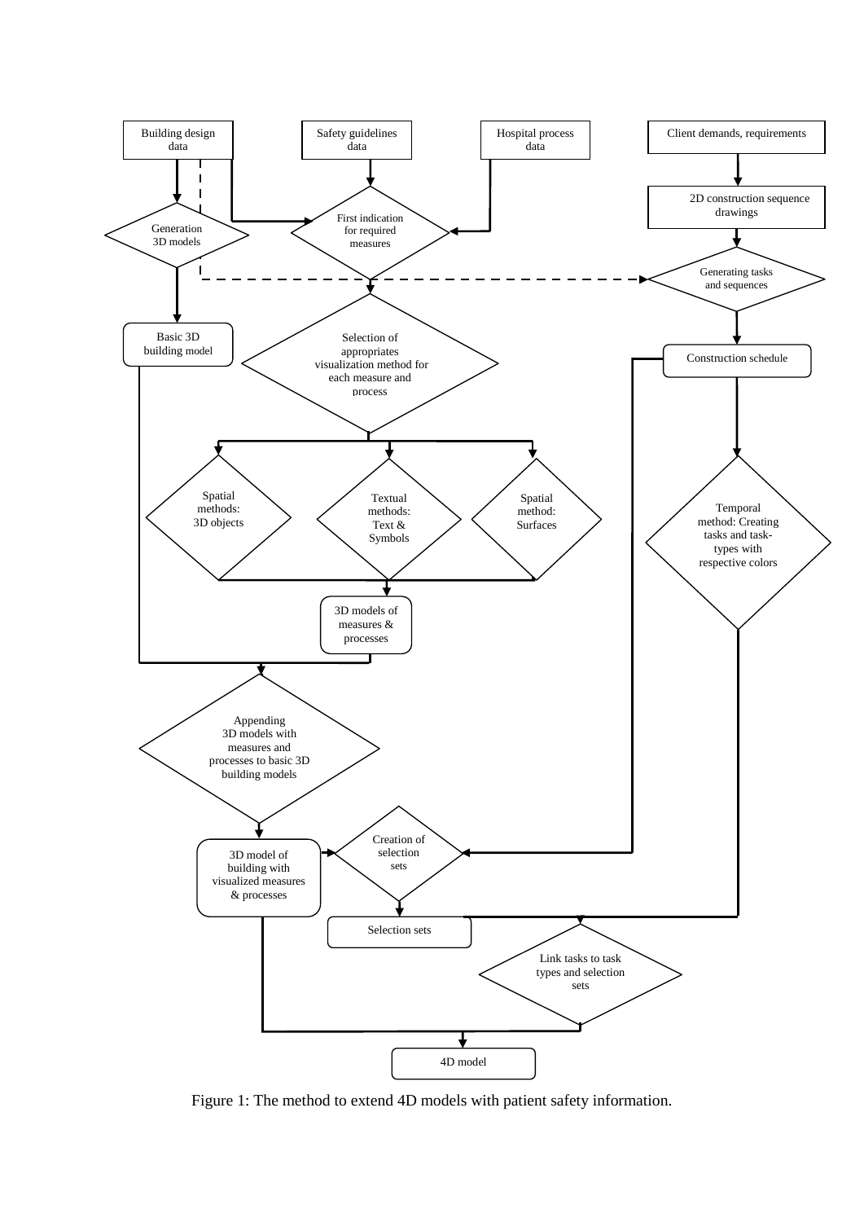Building design data

Safety guidelines data

Hospital process data

Client demands, requirements

Generation 3D models

First indication for required measures

2D construction sequence drawings

Generating tasks and sequences

Basic 3D building model

Selection of appropriates visualization method for each measure and process

Construction schedule

Spatial methods: 3D objects

Textual methods: Text & Symbols

Spatial method: Surfaces

Temporal method: Creating tasks and task-types with respective colors

3D models of measures & processes

Appending 3D models with measures and processes to basic 3D building models

3D model of building with visualized measures & processes

Creation of selection sets

Selection sets

Link tasks to task types and selection sets

4D model

Figure 1: The method to extend 4D models with patient safety information.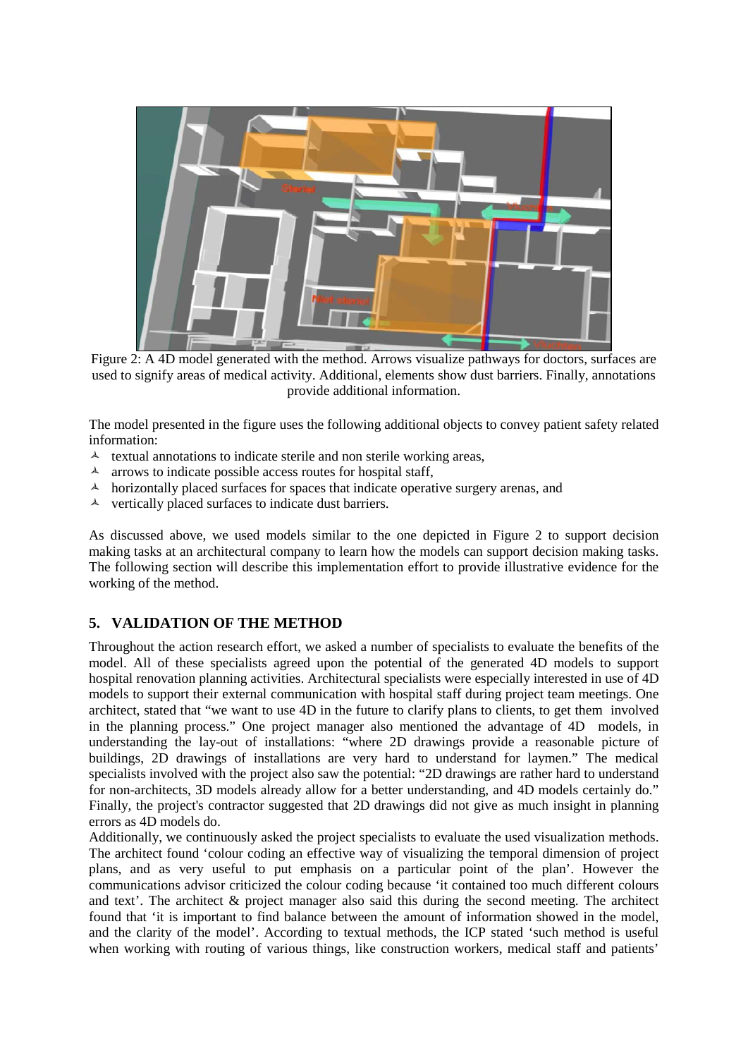Figure 2: A 4D model generated with the method. Arrows visualize pathways for doctors, surfaces are used to signify areas of medical activity. Additional, elements show dust barriers. Finally, annotations provide additional information.

The model presented in the figure uses the following additional objects to convey patient safety related information:

- textual annotations to indicate sterile and non sterile working areas,
- arrows to indicate possible access routes for hospital staff,
- horizontally placed surfaces for spaces that indicate operative surgery arenas, and
- vertically placed surfaces to indicate dust barriers.

As discussed above, we used models similar to the one depicted in Figure 2 to support decision making tasks at an architectural company to learn how the models can support decision making tasks. The following section will describe this implementation effort to provide illustrative evidence for the working of the method.

## 5. VALIDATION OF THE METHOD

Throughout the action research effort, we asked a number of specialists to evaluate the benefits of the model. All of these specialists agreed upon the potential of the generated 4D models to support hospital renovation planning activities. Architectural specialists were especially interested in use of 4D models to support their external communication with hospital staff during project team meetings. One architect, stated that "we want to use 4D in the future to clarify plans to clients, to get them involved in the planning process." One project manager also mentioned the advantage of 4D models, in understanding the lay-out of installations: "where 2D drawings provide a reasonable picture of buildings, 2D drawings of installations are very hard to understand for laymen." The medical specialists involved with the project also saw the potential: "2D drawings are rather hard to understand for non-architects, 3D models already allow for a better understanding, and 4D models certainly do." Finally, the project's contractor suggested that 2D drawings did not give as much insight in planning errors as 4D models do.

Additionally, we continuously asked the project specialists to evaluate the used visualization methods. The architect found 'colour coding an effective way of visualizing the temporal dimension of project plans, and as very useful to put emphasis on a particular point of the plan'. However the communications advisor criticized the colour coding because 'it contained too much different colours and text'. The architect & project manager also said this during the second meeting. The architect found that 'it is important to find balance between the amount of information showed in the model, and the clarity of the model'. According to textual methods, the ICP stated 'such method is useful when working with routing of various things, like construction workers, medical staff and patients'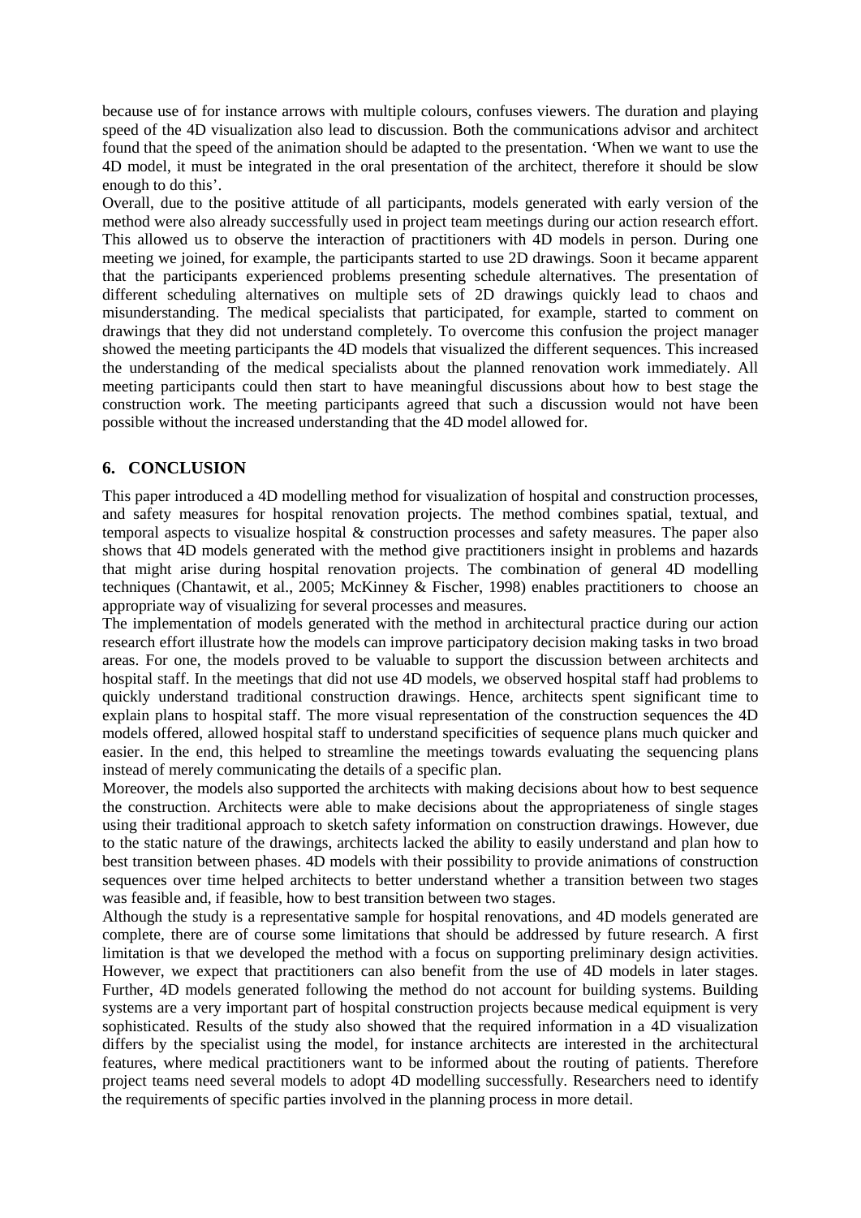because use of for instance arrows with multiple colours, confuses viewers. The duration and playing speed of the 4D visualization also lead to discussion. Both the communications advisor and architect found that the speed of the animation should be adapted to the presentation. 'When we want to use the 4D model, it must be integrated in the oral presentation of the architect, therefore it should be slow enough to do this'.

Overall, due to the positive attitude of all participants, models generated with early version of the method were also already successfully used in project team meetings during our action research effort. This allowed us to observe the interaction of practitioners with 4D models in person. During one meeting we joined, for example, the participants started to use 2D drawings. Soon it became apparent that the participants experienced problems presenting schedule alternatives. The presentation of different scheduling alternatives on multiple sets of 2D drawings quickly lead to chaos and misunderstanding. The medical specialists that participated, for example, started to comment on drawings that they did not understand completely. To overcome this confusion the project manager showed the meeting participants the 4D models that visualized the different sequences. This increased the understanding of the medical specialists about the planned renovation work immediately. All meeting participants could then start to have meaningful discussions about how to best stage the construction work. The meeting participants agreed that such a discussion would not have been possible without the increased understanding that the 4D model allowed for.

## 6. CONCLUSION

This paper introduced a 4D modelling method for visualization of hospital and construction processes, and safety measures for hospital renovation projects. The method combines spatial, textual, and temporal aspects to visualize hospital & construction processes and safety measures. The paper also shows that 4D models generated with the method give practitioners insight in problems and hazards that might arise during hospital renovation projects. The combination of general 4D modelling techniques (Chantawit, et al., 2005; McKinney & Fischer, 1998) enables practitioners to choose an appropriate way of visualizing for several processes and measures.

The implementation of models generated with the method in architectural practice during our action research effort illustrate how the models can improve participatory decision making tasks in two broad areas. For one, the models proved to be valuable to support the discussion between architects and hospital staff. In the meetings that did not use 4D models, we observed hospital staff had problems to quickly understand traditional construction drawings. Hence, architects spent significant time to explain plans to hospital staff. The more visual representation of the construction sequences the 4D models offered, allowed hospital staff to understand specificities of sequence plans much quicker and easier. In the end, this helped to streamline the meetings towards evaluating the sequencing plans instead of merely communicating the details of a specific plan.

Moreover, the models also supported the architects with making decisions about how to best sequence the construction. Architects were able to make decisions about the appropriateness of single stages using their traditional approach to sketch safety information on construction drawings. However, due to the static nature of the drawings, architects lacked the ability to easily understand and plan how to best transition between phases. 4D models with their possibility to provide animations of construction sequences over time helped architects to better understand whether a transition between two stages was feasible and, if feasible, how to best transition between two stages.

Although the study is a representative sample for hospital renovations, and 4D models generated are complete, there are of course some limitations that should be addressed by future research. A first limitation is that we developed the method with a focus on supporting preliminary design activities. However, we expect that practitioners can also benefit from the use of 4D models in later stages. Further, 4D models generated following the method do not account for building systems. Building systems are a very important part of hospital construction projects because medical equipment is very sophisticated. Results of the study also showed that the required information in a 4D visualization differs by the specialist using the model, for instance architects are interested in the architectural features, where medical practitioners want to be informed about the routing of patients. Therefore project teams need several models to adopt 4D modelling successfully. Researchers need to identify the requirements of specific parties involved in the planning process in more detail.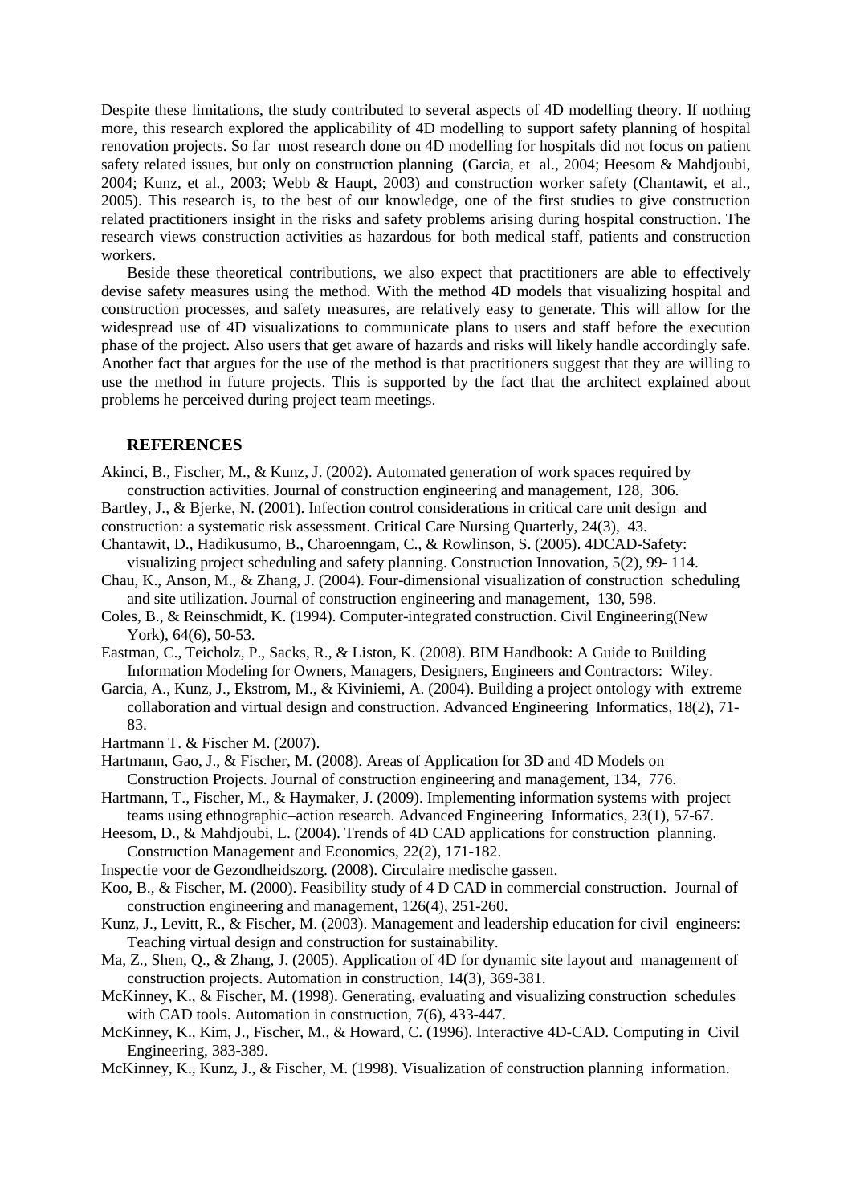Despite these limitations, the study contributed to several aspects of 4D modelling theory. If nothing more, this research explored the applicability of 4D modelling to support safety planning of hospital renovation projects. So far most research done on 4D modelling for hospitals did not focus on patient safety related issues, but only on construction planning (Garcia, et al., 2004; Heesom & Mahdjoubi, 2004; Kunz, et al., 2003; Webb & Haupt, 2003) and construction worker safety (Chantawit, et al., 2005). This research is, to the best of our knowledge, one of the first studies to give construction related practitioners insight in the risks and safety problems arising during hospital construction. The research views construction activities as hazardous for both medical staff, patients and construction workers.

Beside these theoretical contributions, we also expect that practitioners are able to effectively devise safety measures using the method. With the method 4D models that visualizing hospital and construction processes, and safety measures, are relatively easy to generate. This will allow for the widespread use of 4D visualizations to communicate plans to users and staff before the execution phase of the project. Also users that get aware of hazards and risks will likely handle accordingly safe. Another fact that argues for the use of the method is that practitioners suggest that they are willing to use the method in future projects. This is supported by the fact that the architect explained about problems he perceived during project team meetings.

## REFERENCES

Akinci, B., Fischer, M., & Kunz, J. (2002). Automated generation of work spaces required by construction activities. Journal of construction engineering and management, 128, 306.

Bartley, J., & Bjerke, N. (2001). Infection control considerations in critical care unit design and construction: a systematic risk assessment. Critical Care Nursing Quarterly, 24(3), 43.

Chantawit, D., Hadikusumo, B., Charoenngam, C., & Rowlinson, S. (2005). 4DCAD-Safety: visualizing project scheduling and safety planning. Construction Innovation, 5(2), 99- 114.

Chau, K., Anson, M., & Zhang, J. (2004). Four-dimensional visualization of construction scheduling and site utilization. Journal of construction engineering and management, 130, 598.

Coles, B., & Reinschmidt, K. (1994). Computer-integrated construction. Civil Engineering(New York), 64(6), 50-53.

Eastman, C., Teicholz, P., Sacks, R., & Liston, K. (2008). BIM Handbook: A Guide to Building Information Modeling for Owners, Managers, Designers, Engineers and Contractors: Wiley.

Garcia, A., Kunz, J., Ekstrom, M., & Kiviniemi, A. (2004). Building a project ontology with extreme collaboration and virtual design and construction. Advanced Engineering Informatics, 18(2), 71-83.

Hartmann T. & Fischer M. (2007).

Hartmann, Gao, J., & Fischer, M. (2008). Areas of Application for 3D and 4D Models on Construction Projects. Journal of construction engineering and management, 134, 776.

Hartmann, T., Fischer, M., & Haymaker, J. (2009). Implementing information systems with project teams using ethnographic–action research. Advanced Engineering Informatics, 23(1), 57-67.

Heesom, D., & Mahdjoubi, L. (2004). Trends of 4D CAD applications for construction planning. Construction Management and Economics, 22(2), 171-182.

Inspectie voor de Gezondheidszorg. (2008). Circulaire medische gassen.

Koo, B., & Fischer, M. (2000). Feasibility study of 4 D CAD in commercial construction. Journal of construction engineering and management, 126(4), 251-260.

Kunz, J., Levitt, R., & Fischer, M. (2003). Management and leadership education for civil engineers: Teaching virtual design and construction for sustainability.

Ma, Z., Shen, Q., & Zhang, J. (2005). Application of 4D for dynamic site layout and management of construction projects. Automation in construction, 14(3), 369-381.

McKinney, K., & Fischer, M. (1998). Generating, evaluating and visualizing construction schedules with CAD tools. Automation in construction, 7(6), 433-447.

McKinney, K., Kim, J., Fischer, M., & Howard, C. (1996). Interactive 4D-CAD. Computing in Civil Engineering, 383-389.

McKinney, K., Kunz, J., & Fischer, M. (1998). Visualization of construction planning information.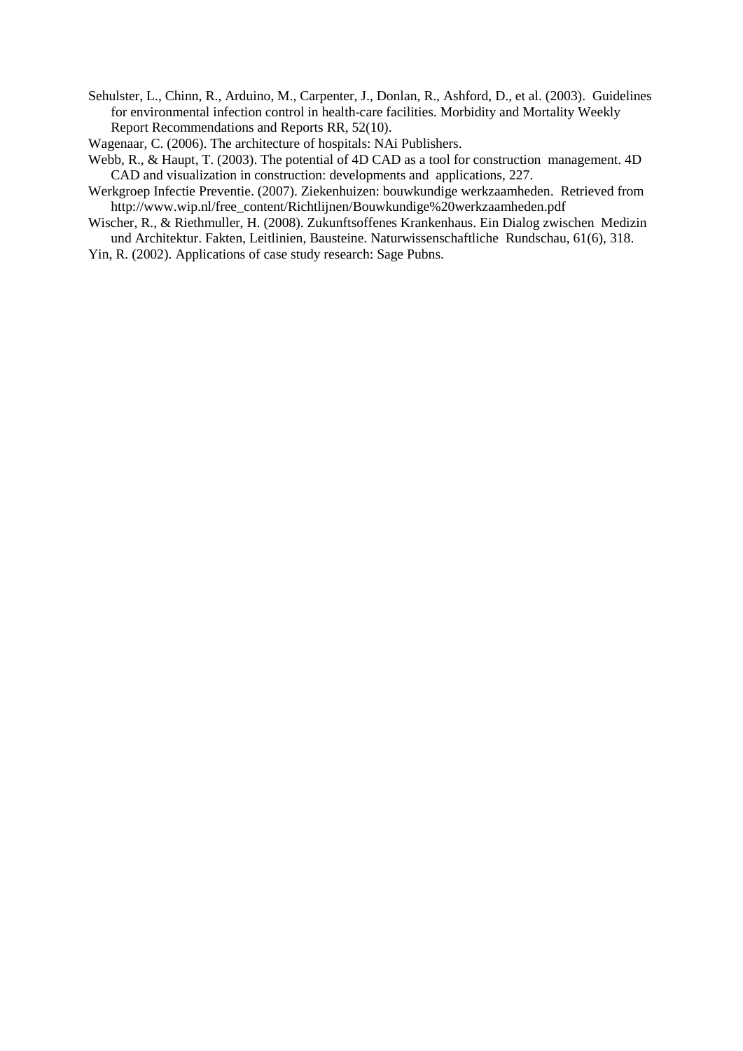Sehulster, L., Chinn, R., Arduino, M., Carpenter, J., Donlan, R., Ashford, D., et al. (2003). Guidelines for environmental infection control in health-care facilities. Morbidity and Mortality Weekly Report Recommendations and Reports RR, 52(10).

Wagenaar, C. (2006). The architecture of hospitals: NAi Publishers.

Webb, R., & Haupt, T. (2003). The potential of 4D CAD as a tool for construction management. 4D CAD and visualization in construction: developments and applications, 227.

Werkgroep Infectie Preventie. (2007). Ziekenhuizen: bouwkundige werkzaamheden. Retrieved from http://www.wip.nl/free_content/Richtlijnen/Bouwkundige%20werkzaamheden.pdf

Wischer, R., & Riethmuller, H. (2008). Zukunftsoffenes Krankenhaus. Ein Dialog zwischen Medizin und Architektur. Fakten, Leitlinien, Bausteine. Naturwissenschaftliche Rundschau, 61(6), 318.

Yin, R. (2002). Applications of case study research: Sage Pubns.